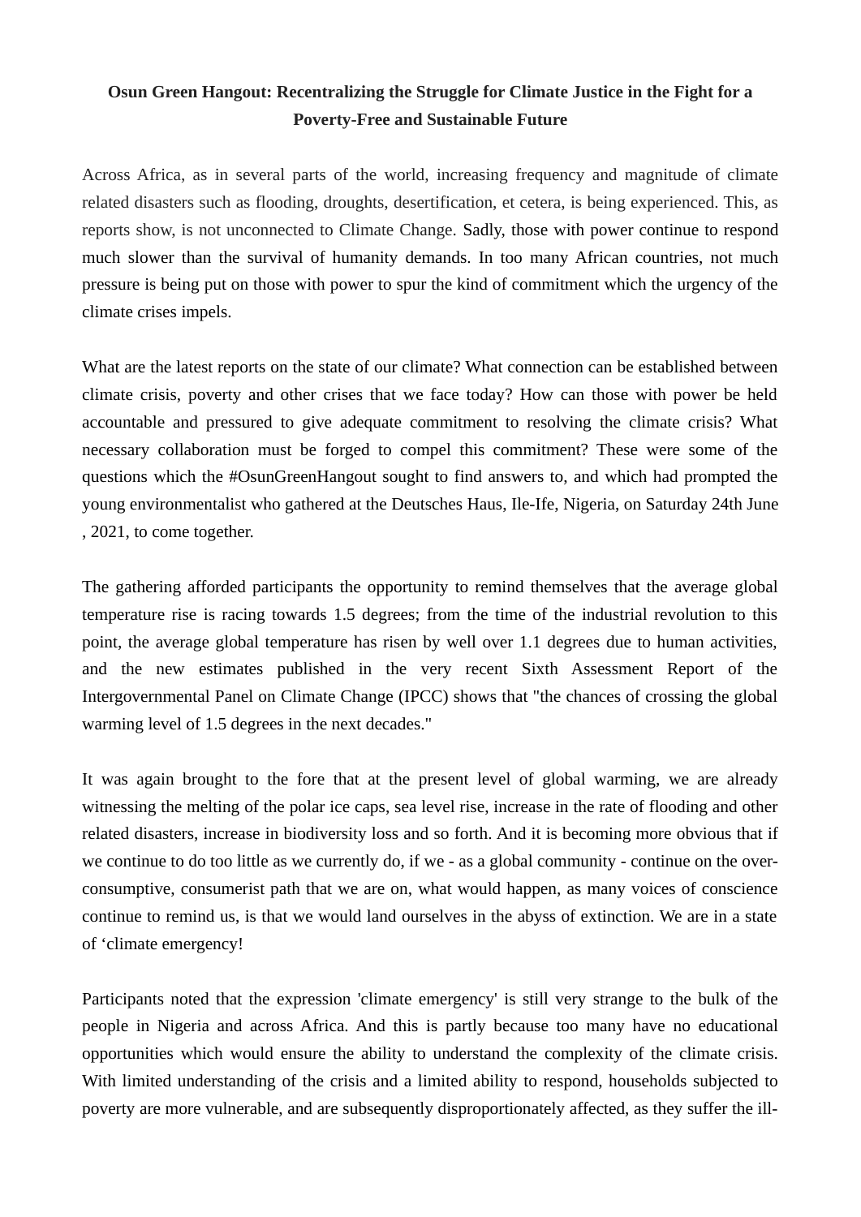**Osun Green Hangout: Recentralizing the Struggle for Climate Justice in the Fight for a Poverty-Free and Sustainable Future**

Across Africa, as in several parts of the world, increasing frequency and magnitude of climate related disasters such as flooding, droughts, desertification, et cetera, is being experienced. This, as reports show, is not unconnected to Climate Change. Sadly, those with power continue to respond much slower than the survival of humanity demands. In too many African countries, not much pressure is being put on those with power to spur the kind of commitment which the urgency of the climate crises impels.

What are the latest reports on the state of our climate? What connection can be established between climate crisis, poverty and other crises that we face today? How can those with power be held accountable and pressured to give adequate commitment to resolving the climate crisis? What necessary collaboration must be forged to compel this commitment? These were some of the questions which the #OsunGreenHangout sought to find answers to, and which had prompted the young environmentalist who gathered at the Deutsches Haus, Ile-Ife, Nigeria, on Saturday 24th June , 2021, to come together.

The gathering afforded participants the opportunity to remind themselves that the average global temperature rise is racing towards 1.5 degrees; from the time of the industrial revolution to this point, the average global temperature has risen by well over 1.1 degrees due to human activities, and the new estimates published in the very recent Sixth Assessment Report of the Intergovernmental Panel on Climate Change (IPCC) shows that "the chances of crossing the global warming level of 1.5 degrees in the next decades."

It was again brought to the fore that at the present level of global warming, we are already witnessing the melting of the polar ice caps, sea level rise, increase in the rate of flooding and other related disasters, increase in biodiversity loss and so forth. And it is becoming more obvious that if we continue to do too little as we currently do, if we - as a global community - continue on the over-consumptive, consumerist path that we are on, what would happen, as many voices of conscience continue to remind us, is that we would land ourselves in the abyss of extinction. We are in a state of 'climate emergency!

Participants noted that the expression 'climate emergency' is still very strange to the bulk of the people in Nigeria and across Africa. And this is partly because too many have no educational opportunities which would ensure the ability to understand the complexity of the climate crisis. With limited understanding of the crisis and a limited ability to respond, households subjected to poverty are more vulnerable, and are subsequently disproportionately affected, as they suffer the ill-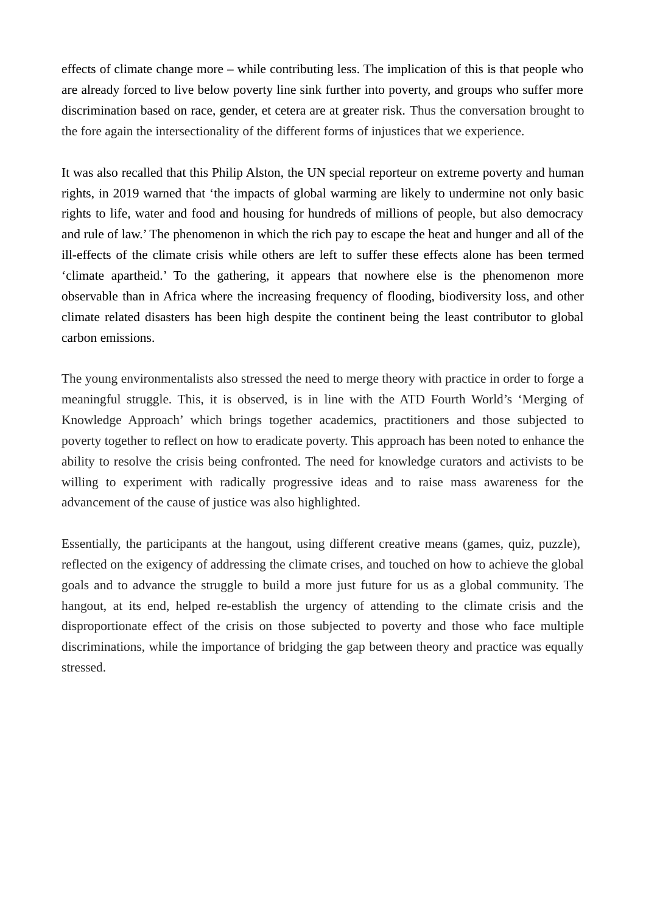effects of climate change more – while contributing less. The implication of this is that people who are already forced to live below poverty line sink further into poverty, and groups who suffer more discrimination based on race, gender, et cetera are at greater risk. Thus the conversation brought to the fore again the intersectionality of the different forms of injustices that we experience.

It was also recalled that this Philip Alston, the UN special reporteur on extreme poverty and human rights, in 2019 warned that 'the impacts of global warming are likely to undermine not only basic rights to life, water and food and housing for hundreds of millions of people, but also democracy and rule of law.' The phenomenon in which the rich pay to escape the heat and hunger and all of the ill-effects of the climate crisis while others are left to suffer these effects alone has been termed 'climate apartheid.' To the gathering, it appears that nowhere else is the phenomenon more observable than in Africa where the increasing frequency of flooding, biodiversity loss, and other climate related disasters has been high despite the continent being the least contributor to global carbon emissions.

The young environmentalists also stressed the need to merge theory with practice in order to forge a meaningful struggle. This, it is observed, is in line with the ATD Fourth World's 'Merging of Knowledge Approach' which brings together academics, practitioners and those subjected to poverty together to reflect on how to eradicate poverty. This approach has been noted to enhance the ability to resolve the crisis being confronted. The need for knowledge curators and activists to be willing to experiment with radically progressive ideas and to raise mass awareness for the advancement of the cause of justice was also highlighted.

Essentially, the participants at the hangout, using different creative means (games, quiz, puzzle), reflected on the exigency of addressing the climate crises, and touched on how to achieve the global goals and to advance the struggle to build a more just future for us as a global community. The hangout, at its end, helped re-establish the urgency of attending to the climate crisis and the disproportionate effect of the crisis on those subjected to poverty and those who face multiple discriminations, while the importance of bridging the gap between theory and practice was equally stressed.